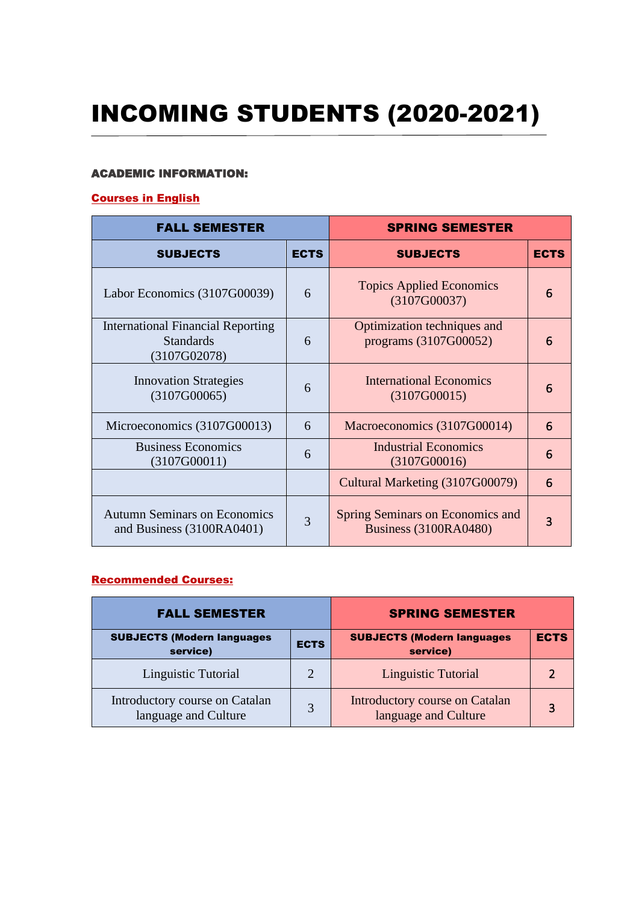# INCOMING STUDENTS (2020-2021)

**ACADEMIC INFORMATION:**

**Courses in English**

| FALL SEMESTER | | SPRING SEMESTER | |
|---|---|---|---|
| **SUBJECTS** | **ECTS** | **SUBJECTS** | **ECTS** |
| Labor Economics (3107G00039) | 6 | Topics Applied Economics (3107G00037) | 6 |
| International Financial Reporting Standards (3107G02078) | 6 | Optimization techniques and programs (3107G00052) | 6 |
| Innovation Strategies (3107G00065) | 6 | International Economics (3107G00015) | 6 |
| Microeconomics (3107G00013) | 6 | Macroeconomics (3107G00014) | 6 |
| Business Economics (3107G00011) | 6 | Industrial Economics (3107G00016) | 6 |
| | | Cultural Marketing (3107G00079) | 6 |
| Autumn Seminars on Economics and Business (3100RA0401) | 3 | Spring Seminars on Economics and Business (3100RA0480) | 3 |

**Recommended Courses:**

| FALL SEMESTER | | SPRING SEMESTER | |
|---|---|---|---|
| **SUBJECTS (Modern languages service)** | **ECTS** | **SUBJECTS (Modern languages service)** | **ECTS** |
| Linguistic Tutorial | 2 | Linguistic Tutorial | 2 |
| Introductory course on Catalan language and Culture | 3 | Introductory course on Catalan language and Culture | 3 |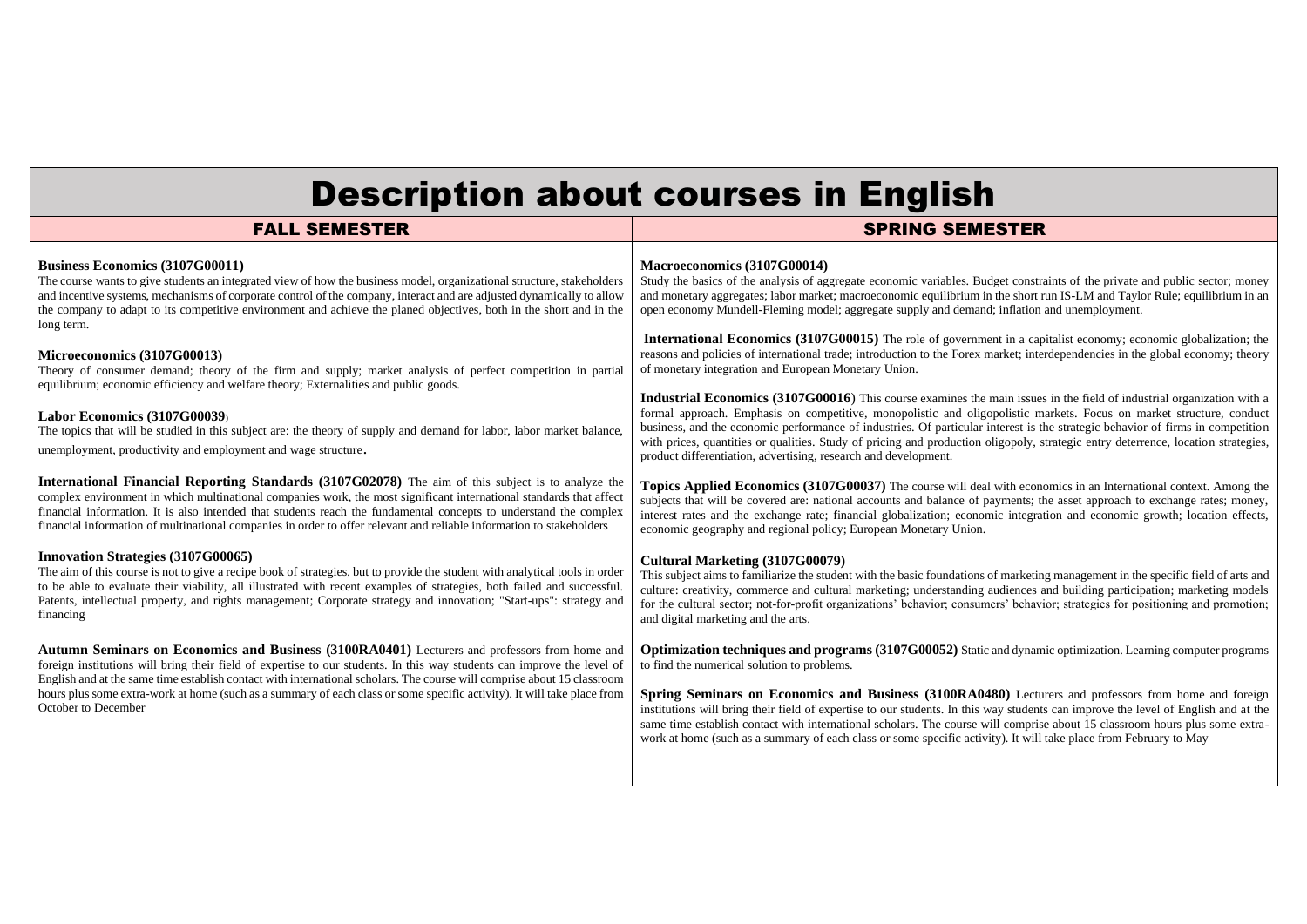# Description about courses in English

## FALL SEMESTER

**Business Economics (3107G00011)**
The course wants to give students an integrated view of how the business model, organizational structure, stakeholders and incentive systems, mechanisms of corporate control of the company, interact and are adjusted dynamically to allow the company to adapt to its competitive environment and achieve the planed objectives, both in the short and in the long term.

**Microeconomics (3107G00013)**
Theory of consumer demand; theory of the firm and supply; market analysis of perfect competition in partial equilibrium; economic efficiency and welfare theory; Externalities and public goods.

**Labor Economics (3107G00039)**
The topics that will be studied in this subject are: the theory of supply and demand for labor, labor market balance, unemployment, productivity and employment and wage structure.

**International Financial Reporting Standards (3107G02078)** The aim of this subject is to analyze the complex environment in which multinational companies work, the most significant international standards that affect financial information. It is also intended that students reach the fundamental concepts to understand the complex financial information of multinational companies in order to offer relevant and reliable information to stakeholders

**Innovation Strategies (3107G00065)**
The aim of this course is not to give a recipe book of strategies, but to provide the student with analytical tools in order to be able to evaluate their viability, all illustrated with recent examples of strategies, both failed and successful. Patents, intellectual property, and rights management; Corporate strategy and innovation; "Start-ups": strategy and financing

**Autumn Seminars on Economics and Business (3100RA0401)** Lecturers and professors from home and foreign institutions will bring their field of expertise to our students. In this way students can improve the level of English and at the same time establish contact with international scholars. The course will comprise about 15 classroom hours plus some extra-work at home (such as a summary of each class or some specific activity). It will take place from October to December

## SPRING SEMESTER

**Macroeconomics (3107G00014)**
Study the basics of the analysis of aggregate economic variables. Budget constraints of the private and public sector; money and monetary aggregates; labor market; macroeconomic equilibrium in the short run IS-LM and Taylor Rule; equilibrium in an open economy Mundell-Fleming model; aggregate supply and demand; inflation and unemployment.

**International Economics (3107G00015)** The role of government in a capitalist economy; economic globalization; the reasons and policies of international trade; introduction to the Forex market; interdependencies in the global economy; theory of monetary integration and European Monetary Union.

**Industrial Economics (3107G00016)** This course examines the main issues in the field of industrial organization with a formal approach. Emphasis on competitive, monopolistic and oligopolistic markets. Focus on market structure, conduct business, and the economic performance of industries. Of particular interest is the strategic behavior of firms in competition with prices, quantities or qualities. Study of pricing and production oligopoly, strategic entry deterrence, location strategies, product differentiation, advertising, research and development.

**Topics Applied Economics (3107G00037)** The course will deal with economics in an International context. Among the subjects that will be covered are: national accounts and balance of payments; the asset approach to exchange rates; money, interest rates and the exchange rate; financial globalization; economic integration and economic growth; location effects, economic geography and regional policy; European Monetary Union.

**Cultural Marketing (3107G00079)**
This subject aims to familiarize the student with the basic foundations of marketing management in the specific field of arts and culture: creativity, commerce and cultural marketing; understanding audiences and building participation; marketing models for the cultural sector; not-for-profit organizations' behavior; consumers' behavior; strategies for positioning and promotion; and digital marketing and the arts.

**Optimization techniques and programs (3107G00052)** Static and dynamic optimization. Learning computer programs to find the numerical solution to problems.

**Spring Seminars on Economics and Business (3100RA0480)** Lecturers and professors from home and foreign institutions will bring their field of expertise to our students. In this way students can improve the level of English and at the same time establish contact with international scholars. The course will comprise about 15 classroom hours plus some extra-work at home (such as a summary of each class or some specific activity). It will take place from February to May